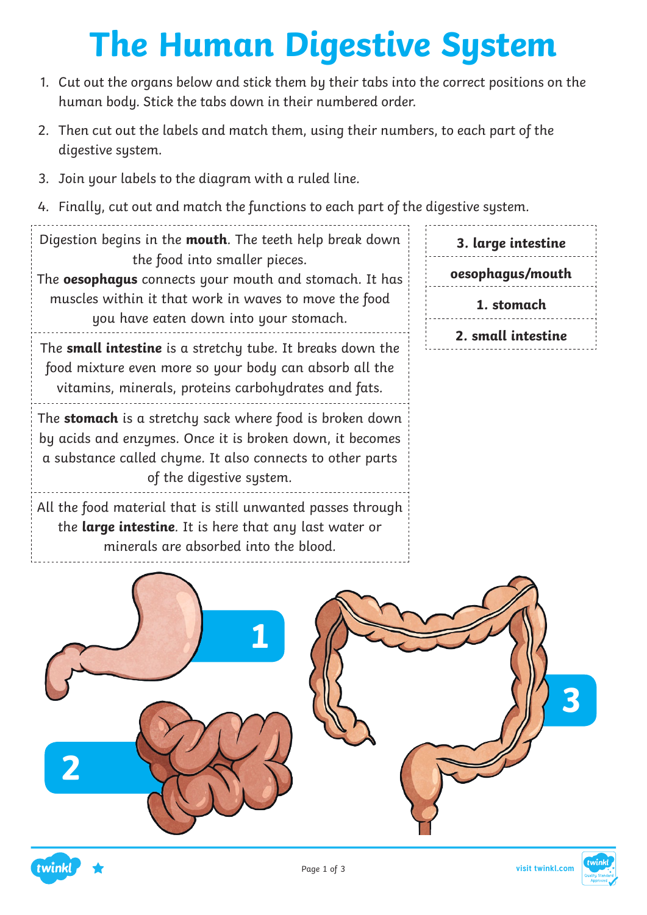# The Human Digestive System

1. Cut out the organs below and stick them by their tabs into the correct positions on the human body. Stick the tabs down in their numbered order.
2. Then cut out the labels and match them, using their numbers, to each part of the digestive system.
3. Join your labels to the diagram with a ruled line.
4. Finally, cut out and match the functions to each part of the digestive system.

Digestion begins in the **mouth**. The teeth help break down the food into smaller pieces.
The **oesophagus** connects your mouth and stomach. It has muscles within it that work in waves to move the food you have eaten down into your stomach.

The **small intestine** is a stretchy tube. It breaks down the food mixture even more so your body can absorb all the vitamins, minerals, proteins carbohydrates and fats.

The **stomach** is a stretchy sack where food is broken down by acids and enzymes. Once it is broken down, it becomes a substance called chyme. It also connects to other parts of the digestive system.

All the food material that is still unwanted passes through the **large intestine**. It is here that any last water or minerals are absorbed into the blood.

**3. large intestine**

**oesophagus/mouth**

**1. stomach**

**2. small intestine**

1

2

3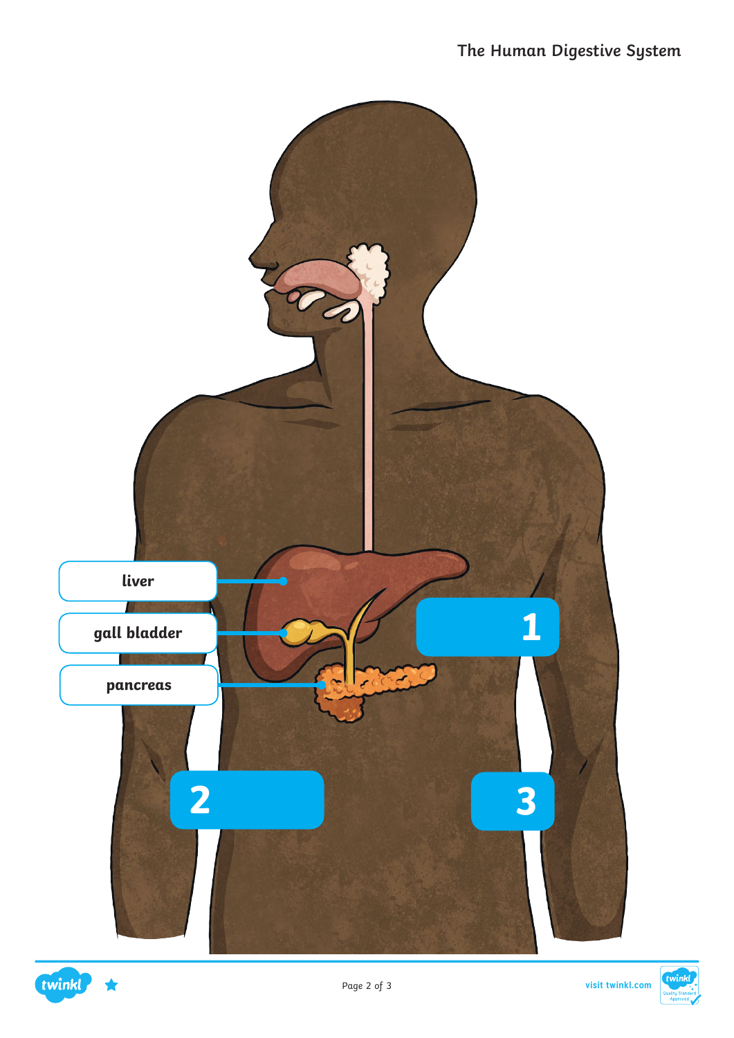liver

gall bladder

pancreas

1

2

3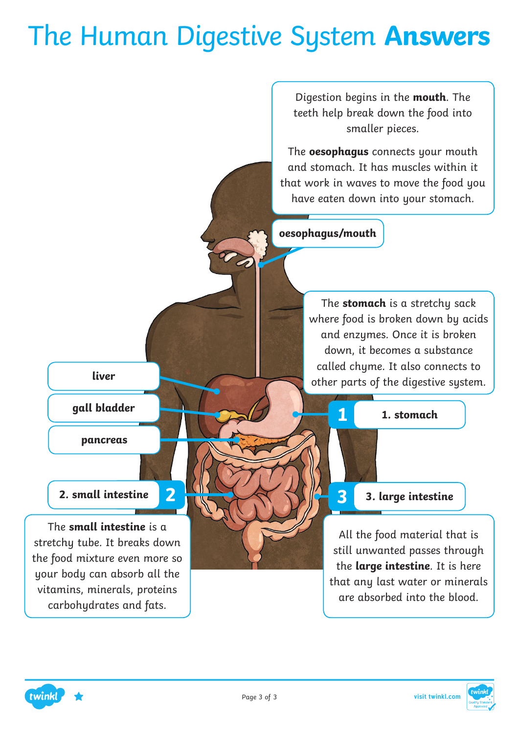# The Human Digestive System **Answers**

Digestion begins in the **mouth**. The teeth help break down the food into smaller pieces.

The **oesophagus** connects your mouth and stomach. It has muscles within it that work in waves to move the food you have eaten down into your stomach.

**oesophagus/mouth**

The **stomach** is a stretchy sack where food is broken down by acids and enzymes. Once it is broken down, it becomes a substance called chyme. It also connects to other parts of the digestive system.

**liver**

**gall bladder**

**pancreas**

**1. stomach**

**2. small intestine**

**3. large intestine**

The **small intestine** is a stretchy tube. It breaks down the food mixture even more so your body can absorb all the vitamins, minerals, proteins carbohydrates and fats.

All the food material that is still unwanted passes through the **large intestine**. It is here that any last water or minerals are absorbed into the blood.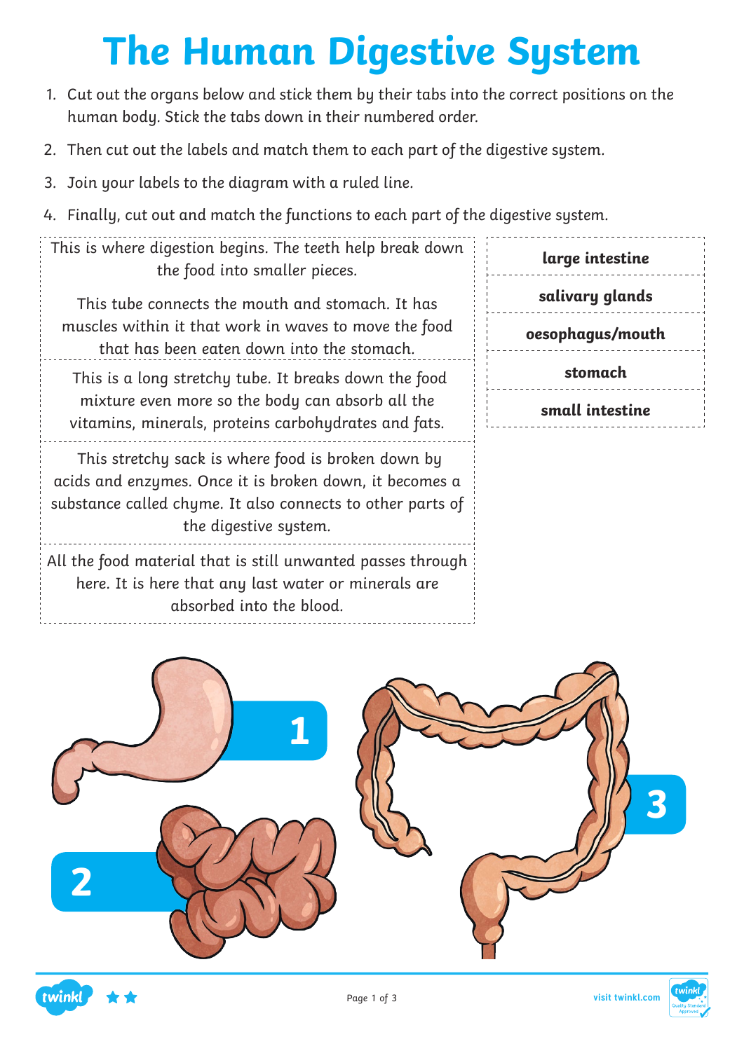# The Human Digestive System

1. Cut out the organs below and stick them by their tabs into the correct positions on the human body. Stick the tabs down in their numbered order.
2. Then cut out the labels and match them to each part of the digestive system.
3. Join your labels to the diagram with a ruled line.
4. Finally, cut out and match the functions to each part of the digestive system.

This is where digestion begins. The teeth help break down the food into smaller pieces.

This tube connects the mouth and stomach. It has muscles within it that work in waves to move the food that has been eaten down into the stomach.

This is a long stretchy tube. It breaks down the food mixture even more so the body can absorb all the vitamins, minerals, proteins carbohydrates and fats.

This stretchy sack is where food is broken down by acids and enzymes. Once it is broken down, it becomes a substance called chyme. It also connects to other parts of the digestive system.

All the food material that is still unwanted passes through here. It is here that any last water or minerals are absorbed into the blood.

**large intestine**

**salivary glands**

**oesophagus/mouth**

**stomach**

**small intestine**

1

2

3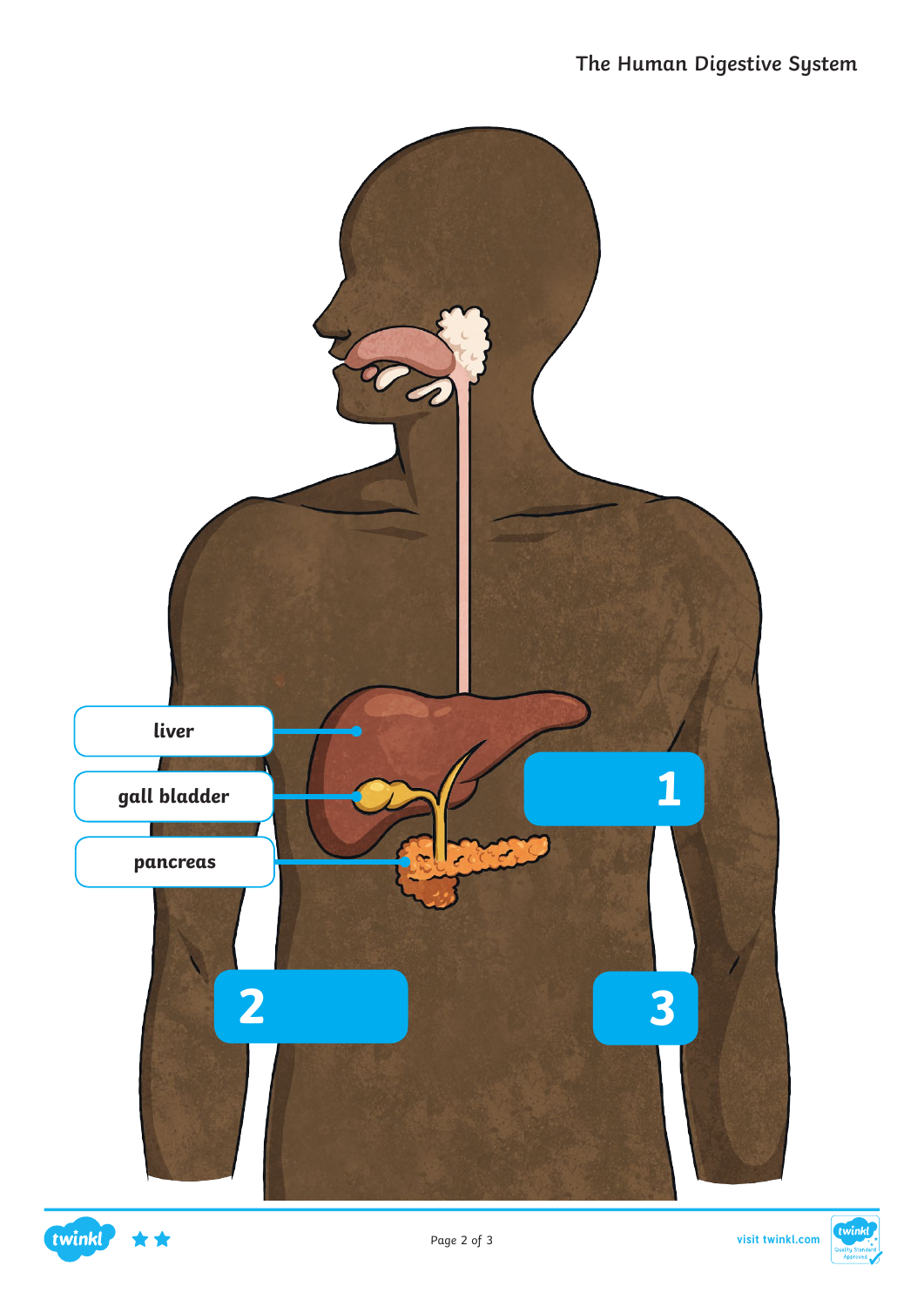liver

gall bladder

pancreas

1

2

3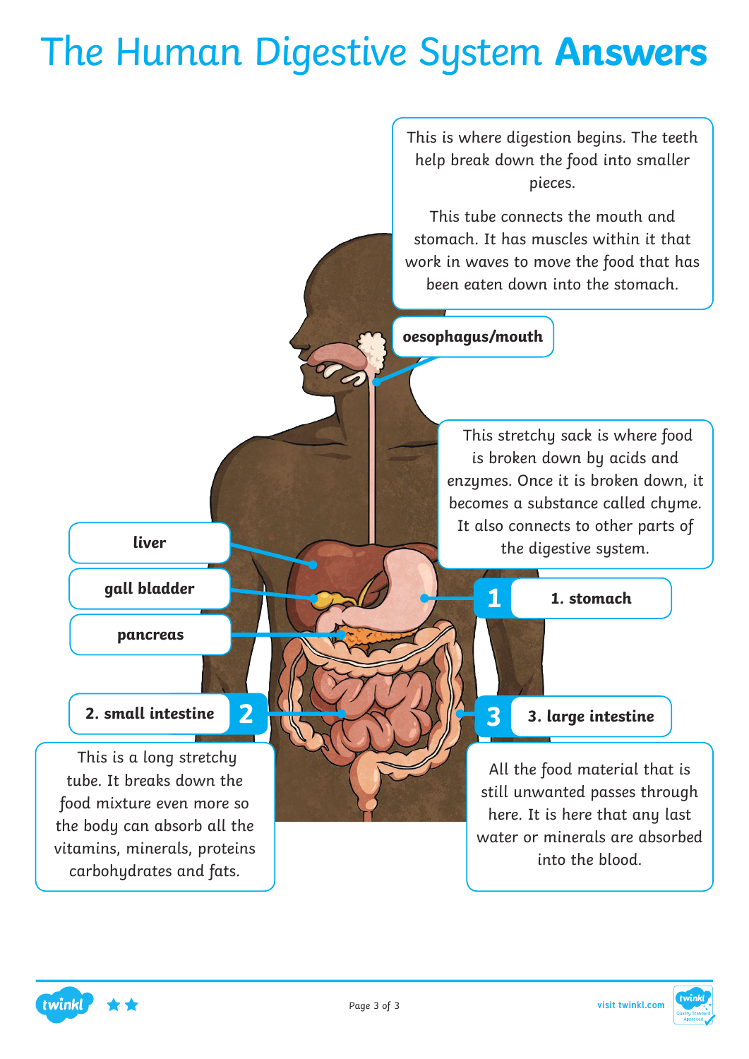# The Human Digestive System **Answers**

This is where digestion begins. The teeth help break down the food into smaller pieces.

This tube connects the mouth and stomach. It has muscles within it that work in waves to move the food that has been eaten down into the stomach.

**oesophagus/mouth**

This stretchy sack is where food is broken down by acids and enzymes. Once it is broken down, it becomes a substance called chyme. It also connects to other parts of the digestive system.

**liver**

**gall bladder**

**pancreas**

**1** **1. stomach**

**2. small intestine** **2**

**3** **3. large intestine**

This is a long stretchy tube. It breaks down the food mixture even more so the body can absorb all the vitamins, minerals, proteins carbohydrates and fats.

All the food material that is still unwanted passes through here. It is here that any last water or minerals are absorbed into the blood.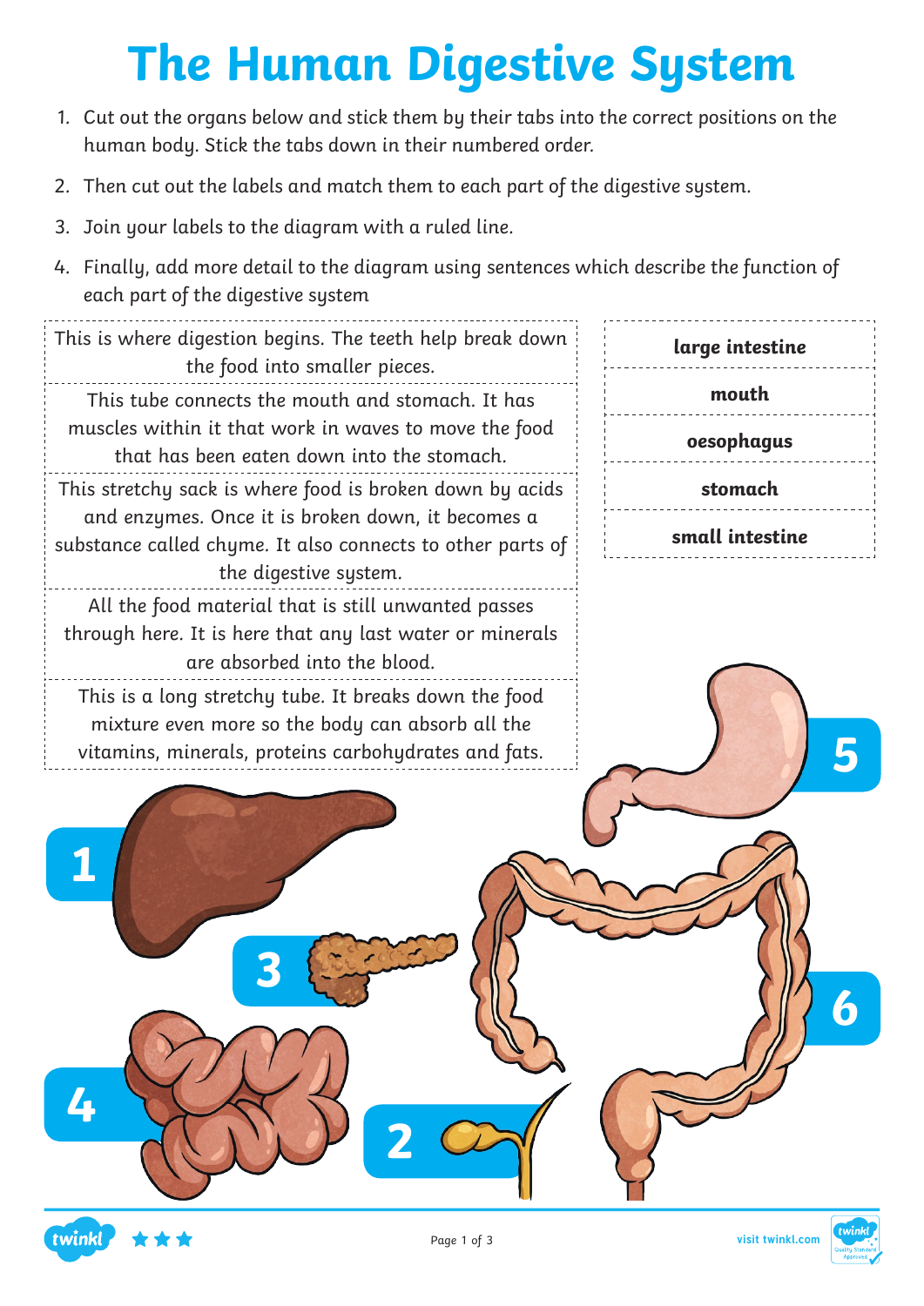# The Human Digestive System

1. Cut out the organs below and stick them by their tabs into the correct positions on the human body. Stick the tabs down in their numbered order.
2. Then cut out the labels and match them to each part of the digestive system.
3. Join your labels to the diagram with a ruled line.
4. Finally, add more detail to the diagram using sentences which describe the function of each part of the digestive system

This is where digestion begins. The teeth help break down the food into smaller pieces.

This tube connects the mouth and stomach. It has muscles within it that work in waves to move the food that has been eaten down into the stomach.

This stretchy sack is where food is broken down by acids and enzymes. Once it is broken down, it becomes a substance called chyme. It also connects to other parts of the digestive system.

All the food material that is still unwanted passes through here. It is here that any last water or minerals are absorbed into the blood.

This is a long stretchy tube. It breaks down the food mixture even more so the body can absorb all the vitamins, minerals, proteins carbohydrates and fats.

**large intestine**

**mouth**

**oesophagus**

**stomach**

**small intestine**

1

3

4

2

5

6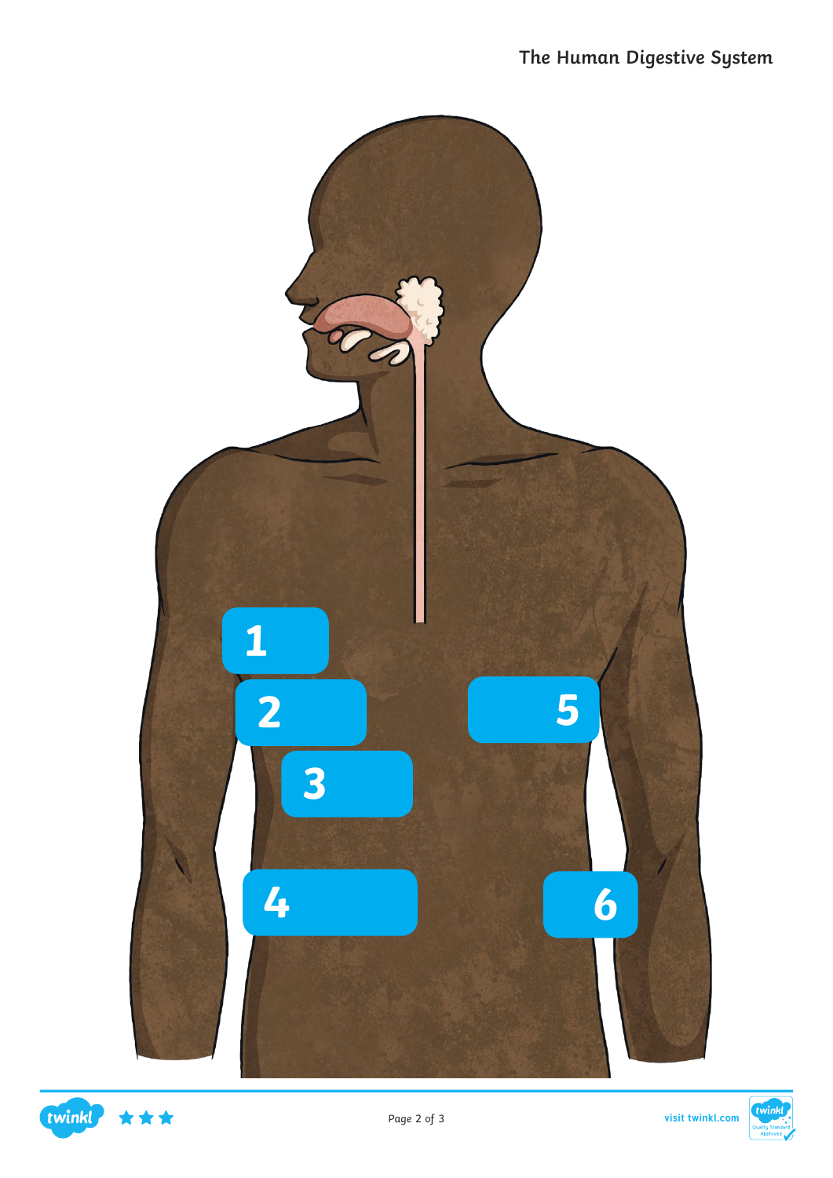1

2

3

4

5

6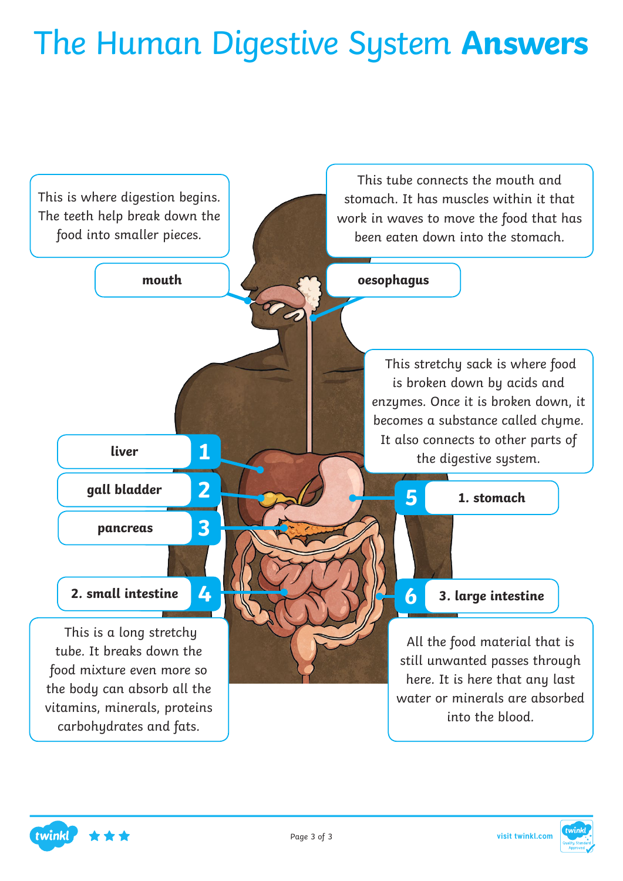# The Human Digestive System **Answers**

This is where digestion begins. The teeth help break down the food into smaller pieces.

**mouth**

This tube connects the mouth and stomach. It has muscles within it that work in waves to move the food that has been eaten down into the stomach.

**oesophagus**

This stretchy sack is where food is broken down by acids and enzymes. Once it is broken down, it becomes a substance called chyme. It also connects to other parts of the digestive system.

**liver** 1

**gall bladder** 2

**pancreas** 3

5 **1. stomach**

**2. small intestine** 4

6 **3. large intestine**

This is a long stretchy tube. It breaks down the food mixture even more so the body can absorb all the vitamins, minerals, proteins carbohydrates and fats.

All the food material that is still unwanted passes through here. It is here that any last water or minerals are absorbed into the blood.